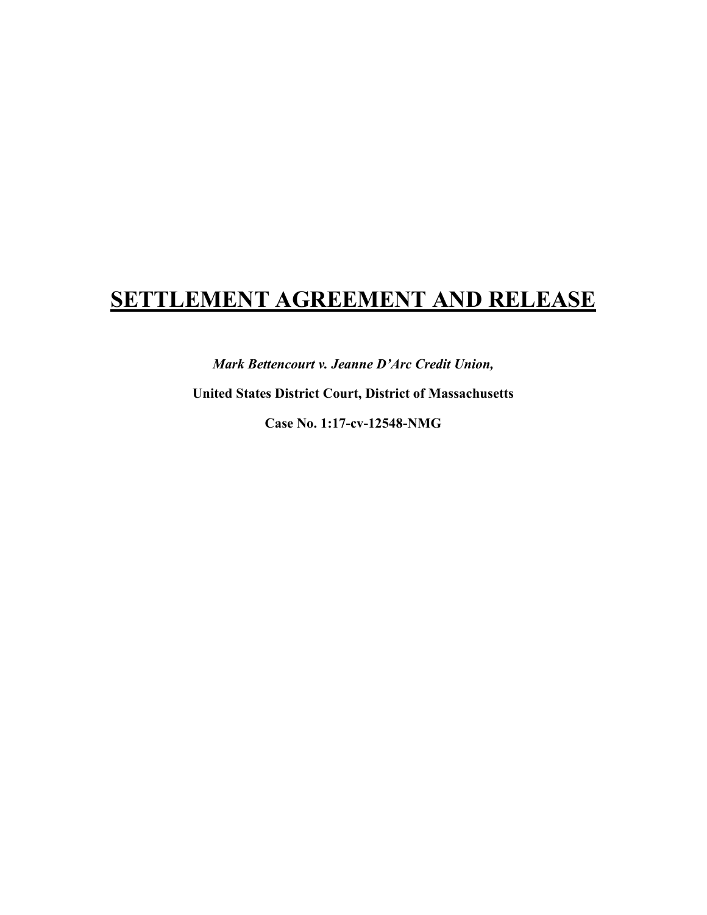# **SETTLEMENT AGREEMENT AND RELEASE**

***Mark Bettencourt v. Jeanne D'Arc Credit Union,***

**United States District Court, District of Massachusetts**

**Case No. 1:17-cv-12548-NMG**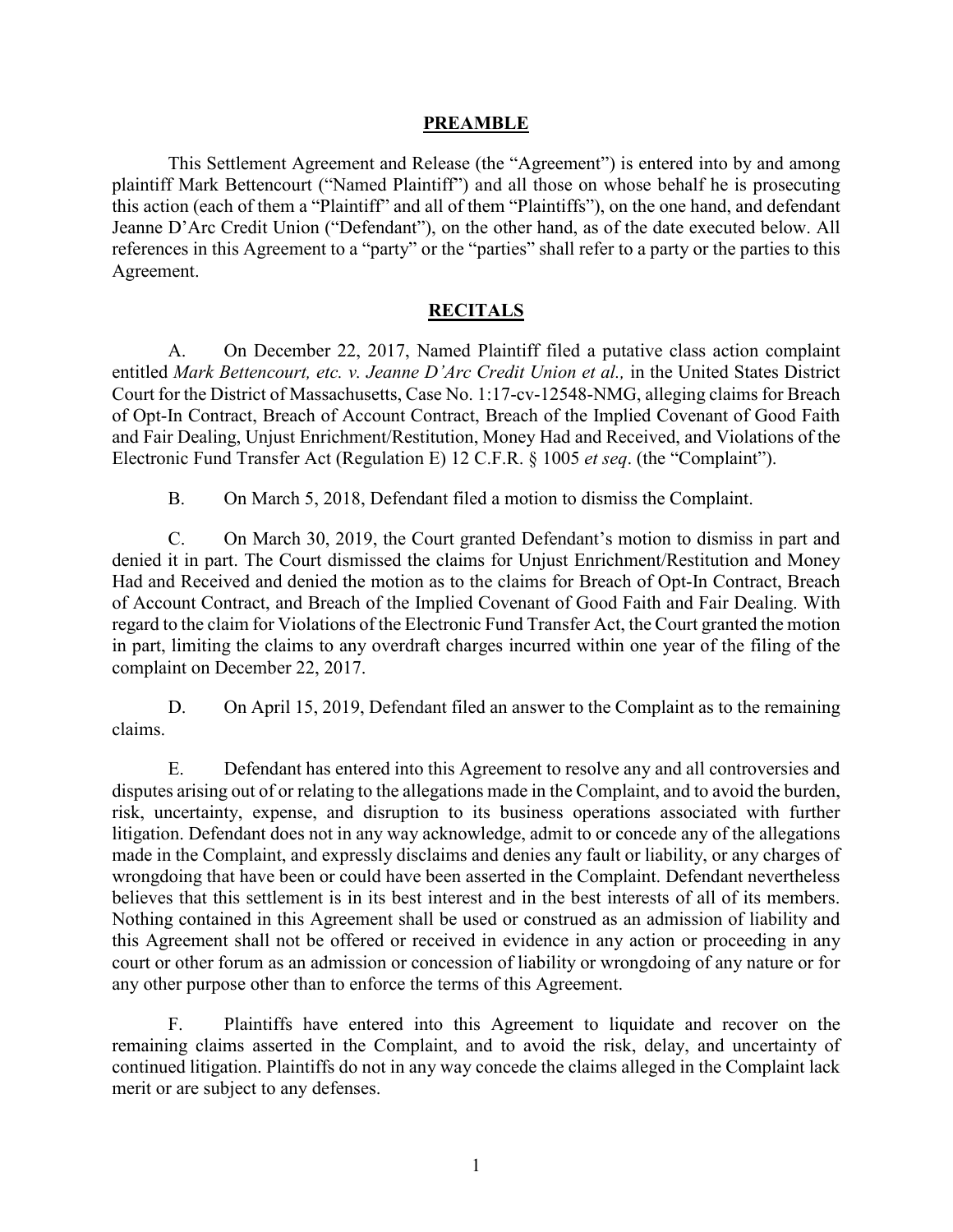## PREAMBLE

This Settlement Agreement and Release (the "Agreement") is entered into by and among plaintiff Mark Bettencourt ("Named Plaintiff") and all those on whose behalf he is prosecuting this action (each of them a "Plaintiff" and all of them "Plaintiffs"), on the one hand, and defendant Jeanne D'Arc Credit Union ("Defendant"), on the other hand, as of the date executed below. All references in this Agreement to a "party" or the "parties" shall refer to a party or the parties to this Agreement.

## RECITALS

A. On December 22, 2017, Named Plaintiff filed a putative class action complaint entitled *Mark Bettencourt, etc. v. Jeanne D'Arc Credit Union et al.,* in the United States District Court for the District of Massachusetts, Case No. 1:17-cv-12548-NMG, alleging claims for Breach of Opt-In Contract, Breach of Account Contract, Breach of the Implied Covenant of Good Faith and Fair Dealing, Unjust Enrichment/Restitution, Money Had and Received, and Violations of the Electronic Fund Transfer Act (Regulation E) 12 C.F.R. § 1005 *et seq*. (the "Complaint").

B. On March 5, 2018, Defendant filed a motion to dismiss the Complaint.

C. On March 30, 2019, the Court granted Defendant's motion to dismiss in part and denied it in part. The Court dismissed the claims for Unjust Enrichment/Restitution and Money Had and Received and denied the motion as to the claims for Breach of Opt-In Contract, Breach of Account Contract, and Breach of the Implied Covenant of Good Faith and Fair Dealing. With regard to the claim for Violations of the Electronic Fund Transfer Act, the Court granted the motion in part, limiting the claims to any overdraft charges incurred within one year of the filing of the complaint on December 22, 2017.

D. On April 15, 2019, Defendant filed an answer to the Complaint as to the remaining claims.

E. Defendant has entered into this Agreement to resolve any and all controversies and disputes arising out of or relating to the allegations made in the Complaint, and to avoid the burden, risk, uncertainty, expense, and disruption to its business operations associated with further litigation. Defendant does not in any way acknowledge, admit to or concede any of the allegations made in the Complaint, and expressly disclaims and denies any fault or liability, or any charges of wrongdoing that have been or could have been asserted in the Complaint. Defendant nevertheless believes that this settlement is in its best interest and in the best interests of all of its members. Nothing contained in this Agreement shall be used or construed as an admission of liability and this Agreement shall not be offered or received in evidence in any action or proceeding in any court or other forum as an admission or concession of liability or wrongdoing of any nature or for any other purpose other than to enforce the terms of this Agreement.

F. Plaintiffs have entered into this Agreement to liquidate and recover on the remaining claims asserted in the Complaint, and to avoid the risk, delay, and uncertainty of continued litigation. Plaintiffs do not in any way concede the claims alleged in the Complaint lack merit or are subject to any defenses.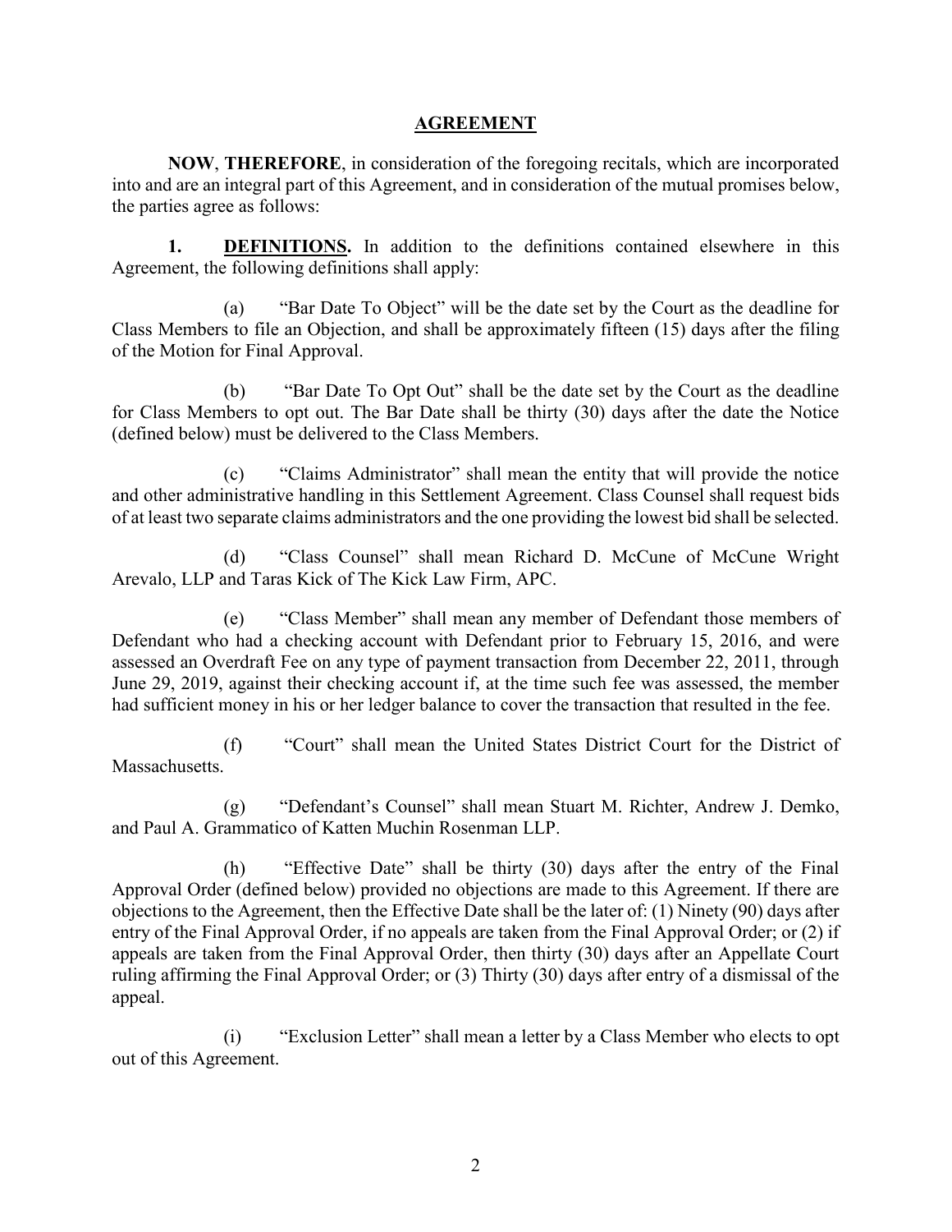## AGREEMENT

**NOW**, **THEREFORE**, in consideration of the foregoing recitals, which are incorporated into and are an integral part of this Agreement, and in consideration of the mutual promises below, the parties agree as follows:

**1. DEFINITIONS.** In addition to the definitions contained elsewhere in this Agreement, the following definitions shall apply:

(a) "Bar Date To Object" will be the date set by the Court as the deadline for Class Members to file an Objection, and shall be approximately fifteen (15) days after the filing of the Motion for Final Approval.

(b) "Bar Date To Opt Out" shall be the date set by the Court as the deadline for Class Members to opt out. The Bar Date shall be thirty (30) days after the date the Notice (defined below) must be delivered to the Class Members.

(c) "Claims Administrator" shall mean the entity that will provide the notice and other administrative handling in this Settlement Agreement. Class Counsel shall request bids of at least two separate claims administrators and the one providing the lowest bid shall be selected.

(d) "Class Counsel" shall mean Richard D. McCune of McCune Wright Arevalo, LLP and Taras Kick of The Kick Law Firm, APC.

(e) "Class Member" shall mean any member of Defendant those members of Defendant who had a checking account with Defendant prior to February 15, 2016, and were assessed an Overdraft Fee on any type of payment transaction from December 22, 2011, through June 29, 2019, against their checking account if, at the time such fee was assessed, the member had sufficient money in his or her ledger balance to cover the transaction that resulted in the fee.

(f) "Court" shall mean the United States District Court for the District of Massachusetts.

(g) "Defendant's Counsel" shall mean Stuart M. Richter, Andrew J. Demko, and Paul A. Grammatico of Katten Muchin Rosenman LLP.

(h) "Effective Date" shall be thirty (30) days after the entry of the Final Approval Order (defined below) provided no objections are made to this Agreement. If there are objections to the Agreement, then the Effective Date shall be the later of: (1) Ninety (90) days after entry of the Final Approval Order, if no appeals are taken from the Final Approval Order; or (2) if appeals are taken from the Final Approval Order, then thirty (30) days after an Appellate Court ruling affirming the Final Approval Order; or (3) Thirty (30) days after entry of a dismissal of the appeal.

(i) "Exclusion Letter" shall mean a letter by a Class Member who elects to opt out of this Agreement.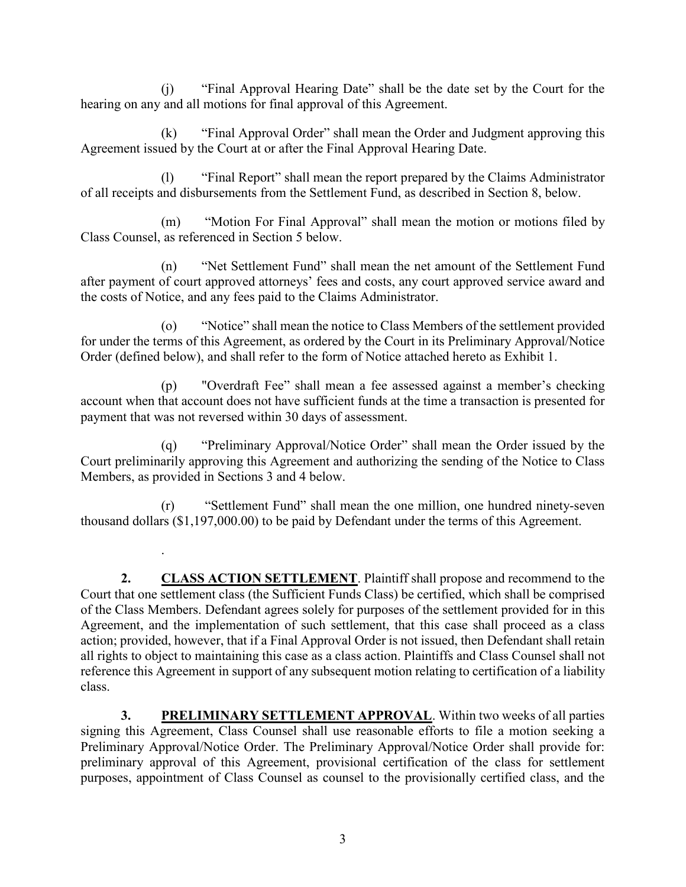(j) "Final Approval Hearing Date" shall be the date set by the Court for the hearing on any and all motions for final approval of this Agreement.

(k) "Final Approval Order" shall mean the Order and Judgment approving this Agreement issued by the Court at or after the Final Approval Hearing Date.

(l) "Final Report" shall mean the report prepared by the Claims Administrator of all receipts and disbursements from the Settlement Fund, as described in Section 8, below.

(m) "Motion For Final Approval" shall mean the motion or motions filed by Class Counsel, as referenced in Section 5 below.

(n) "Net Settlement Fund" shall mean the net amount of the Settlement Fund after payment of court approved attorneys' fees and costs, any court approved service award and the costs of Notice, and any fees paid to the Claims Administrator.

(o) "Notice" shall mean the notice to Class Members of the settlement provided for under the terms of this Agreement, as ordered by the Court in its Preliminary Approval/Notice Order (defined below), and shall refer to the form of Notice attached hereto as Exhibit 1.

(p) "Overdraft Fee" shall mean a fee assessed against a member's checking account when that account does not have sufficient funds at the time a transaction is presented for payment that was not reversed within 30 days of assessment.

(q) "Preliminary Approval/Notice Order" shall mean the Order issued by the Court preliminarily approving this Agreement and authorizing the sending of the Notice to Class Members, as provided in Sections 3 and 4 below.

(r) "Settlement Fund" shall mean the one million, one hundred ninety-seven thousand dollars ($1,197,000.00) to be paid by Defendant under the terms of this Agreement.

.

**2. CLASS ACTION SETTLEMENT**. Plaintiff shall propose and recommend to the Court that one settlement class (the Sufficient Funds Class) be certified, which shall be comprised of the Class Members. Defendant agrees solely for purposes of the settlement provided for in this Agreement, and the implementation of such settlement, that this case shall proceed as a class action; provided, however, that if a Final Approval Order is not issued, then Defendant shall retain all rights to object to maintaining this case as a class action. Plaintiffs and Class Counsel shall not reference this Agreement in support of any subsequent motion relating to certification of a liability class.

**3. PRELIMINARY SETTLEMENT APPROVAL**. Within two weeks of all parties signing this Agreement, Class Counsel shall use reasonable efforts to file a motion seeking a Preliminary Approval/Notice Order. The Preliminary Approval/Notice Order shall provide for: preliminary approval of this Agreement, provisional certification of the class for settlement purposes, appointment of Class Counsel as counsel to the provisionally certified class, and the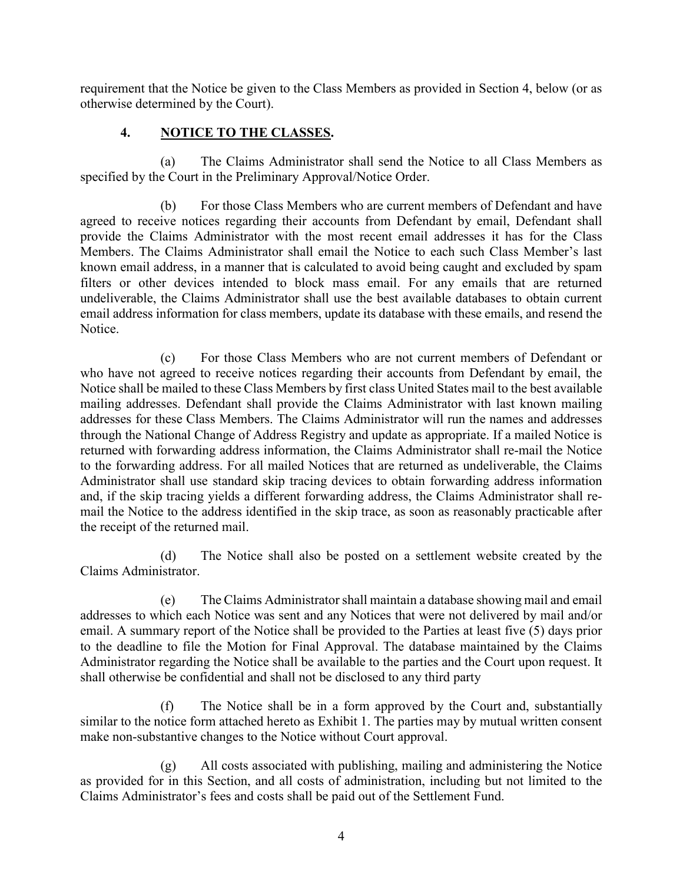requirement that the Notice be given to the Class Members as provided in Section 4, below (or as otherwise determined by the Court).

## 4. **NOTICE TO THE CLASSES.**

(a) The Claims Administrator shall send the Notice to all Class Members as specified by the Court in the Preliminary Approval/Notice Order.

(b) For those Class Members who are current members of Defendant and have agreed to receive notices regarding their accounts from Defendant by email, Defendant shall provide the Claims Administrator with the most recent email addresses it has for the Class Members. The Claims Administrator shall email the Notice to each such Class Member's last known email address, in a manner that is calculated to avoid being caught and excluded by spam filters or other devices intended to block mass email. For any emails that are returned undeliverable, the Claims Administrator shall use the best available databases to obtain current email address information for class members, update its database with these emails, and resend the Notice.

(c) For those Class Members who are not current members of Defendant or who have not agreed to receive notices regarding their accounts from Defendant by email, the Notice shall be mailed to these Class Members by first class United States mail to the best available mailing addresses. Defendant shall provide the Claims Administrator with last known mailing addresses for these Class Members. The Claims Administrator will run the names and addresses through the National Change of Address Registry and update as appropriate. If a mailed Notice is returned with forwarding address information, the Claims Administrator shall re-mail the Notice to the forwarding address. For all mailed Notices that are returned as undeliverable, the Claims Administrator shall use standard skip tracing devices to obtain forwarding address information and, if the skip tracing yields a different forwarding address, the Claims Administrator shall re-mail the Notice to the address identified in the skip trace, as soon as reasonably practicable after the receipt of the returned mail.

(d) The Notice shall also be posted on a settlement website created by the Claims Administrator.

(e) The Claims Administrator shall maintain a database showing mail and email addresses to which each Notice was sent and any Notices that were not delivered by mail and/or email. A summary report of the Notice shall be provided to the Parties at least five (5) days prior to the deadline to file the Motion for Final Approval. The database maintained by the Claims Administrator regarding the Notice shall be available to the parties and the Court upon request. It shall otherwise be confidential and shall not be disclosed to any third party

(f) The Notice shall be in a form approved by the Court and, substantially similar to the notice form attached hereto as Exhibit 1. The parties may by mutual written consent make non-substantive changes to the Notice without Court approval.

(g) All costs associated with publishing, mailing and administering the Notice as provided for in this Section, and all costs of administration, including but not limited to the Claims Administrator's fees and costs shall be paid out of the Settlement Fund.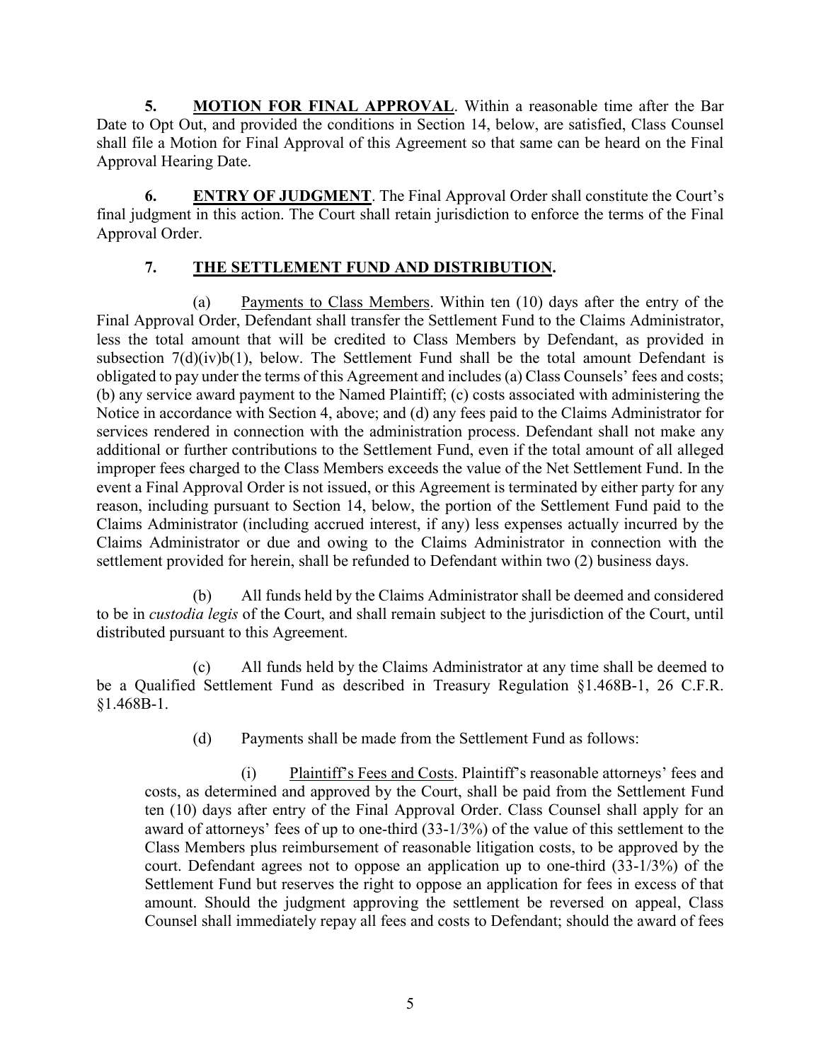**5. MOTION FOR FINAL APPROVAL**. Within a reasonable time after the Bar Date to Opt Out, and provided the conditions in Section 14, below, are satisfied, Class Counsel shall file a Motion for Final Approval of this Agreement so that same can be heard on the Final Approval Hearing Date.

**6. ENTRY OF JUDGMENT**. The Final Approval Order shall constitute the Court's final judgment in this action. The Court shall retain jurisdiction to enforce the terms of the Final Approval Order.

## 7. THE SETTLEMENT FUND AND DISTRIBUTION.

(a) Payments to Class Members. Within ten (10) days after the entry of the Final Approval Order, Defendant shall transfer the Settlement Fund to the Claims Administrator, less the total amount that will be credited to Class Members by Defendant, as provided in subsection 7(d)(iv)b(1), below. The Settlement Fund shall be the total amount Defendant is obligated to pay under the terms of this Agreement and includes (a) Class Counsels' fees and costs; (b) any service award payment to the Named Plaintiff; (c) costs associated with administering the Notice in accordance with Section 4, above; and (d) any fees paid to the Claims Administrator for services rendered in connection with the administration process. Defendant shall not make any additional or further contributions to the Settlement Fund, even if the total amount of all alleged improper fees charged to the Class Members exceeds the value of the Net Settlement Fund. In the event a Final Approval Order is not issued, or this Agreement is terminated by either party for any reason, including pursuant to Section 14, below, the portion of the Settlement Fund paid to the Claims Administrator (including accrued interest, if any) less expenses actually incurred by the Claims Administrator or due and owing to the Claims Administrator in connection with the settlement provided for herein, shall be refunded to Defendant within two (2) business days.

(b) All funds held by the Claims Administrator shall be deemed and considered to be in *custodia legis* of the Court, and shall remain subject to the jurisdiction of the Court, until distributed pursuant to this Agreement.

(c) All funds held by the Claims Administrator at any time shall be deemed to be a Qualified Settlement Fund as described in Treasury Regulation §1.468B-1, 26 C.F.R. §1.468B-1.

(d) Payments shall be made from the Settlement Fund as follows:

(i) Plaintiff's Fees and Costs. Plaintiff's reasonable attorneys' fees and costs, as determined and approved by the Court, shall be paid from the Settlement Fund ten (10) days after entry of the Final Approval Order. Class Counsel shall apply for an award of attorneys' fees of up to one-third (33-1/3%) of the value of this settlement to the Class Members plus reimbursement of reasonable litigation costs, to be approved by the court. Defendant agrees not to oppose an application up to one-third (33-1/3%) of the Settlement Fund but reserves the right to oppose an application for fees in excess of that amount. Should the judgment approving the settlement be reversed on appeal, Class Counsel shall immediately repay all fees and costs to Defendant; should the award of fees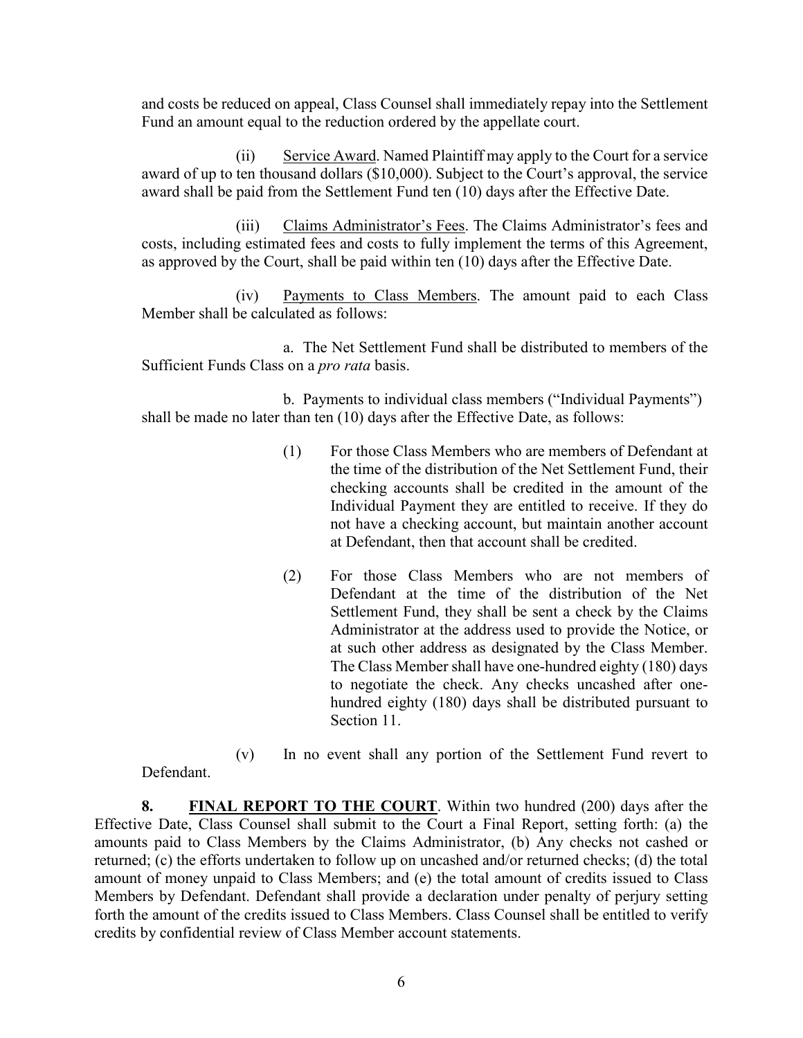and costs be reduced on appeal, Class Counsel shall immediately repay into the Settlement Fund an amount equal to the reduction ordered by the appellate court.

(ii) Service Award. Named Plaintiff may apply to the Court for a service award of up to ten thousand dollars ($10,000). Subject to the Court's approval, the service award shall be paid from the Settlement Fund ten (10) days after the Effective Date.

(iii) Claims Administrator's Fees. The Claims Administrator's fees and costs, including estimated fees and costs to fully implement the terms of this Agreement, as approved by the Court, shall be paid within ten (10) days after the Effective Date.

(iv) Payments to Class Members. The amount paid to each Class Member shall be calculated as follows:

a. The Net Settlement Fund shall be distributed to members of the Sufficient Funds Class on a *pro rata* basis.

b. Payments to individual class members ("Individual Payments") shall be made no later than ten (10) days after the Effective Date, as follows:

(1) For those Class Members who are members of Defendant at the time of the distribution of the Net Settlement Fund, their checking accounts shall be credited in the amount of the Individual Payment they are entitled to receive. If they do not have a checking account, but maintain another account at Defendant, then that account shall be credited.

(2) For those Class Members who are not members of Defendant at the time of the distribution of the Net Settlement Fund, they shall be sent a check by the Claims Administrator at the address used to provide the Notice, or at such other address as designated by the Class Member. The Class Member shall have one-hundred eighty (180) days to negotiate the check. Any checks uncashed after one-hundred eighty (180) days shall be distributed pursuant to Section 11.

(v) In no event shall any portion of the Settlement Fund revert to Defendant.

**8. FINAL REPORT TO THE COURT**. Within two hundred (200) days after the Effective Date, Class Counsel shall submit to the Court a Final Report, setting forth: (a) the amounts paid to Class Members by the Claims Administrator, (b) Any checks not cashed or returned; (c) the efforts undertaken to follow up on uncashed and/or returned checks; (d) the total amount of money unpaid to Class Members; and (e) the total amount of credits issued to Class Members by Defendant. Defendant shall provide a declaration under penalty of perjury setting forth the amount of the credits issued to Class Members. Class Counsel shall be entitled to verify credits by confidential review of Class Member account statements.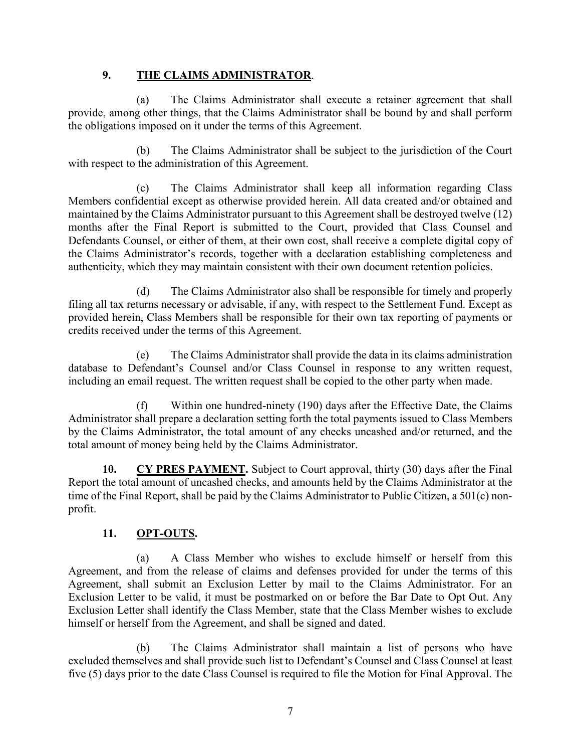**9. THE CLAIMS ADMINISTRATOR.**

(a) The Claims Administrator shall execute a retainer agreement that shall provide, among other things, that the Claims Administrator shall be bound by and shall perform the obligations imposed on it under the terms of this Agreement.

(b) The Claims Administrator shall be subject to the jurisdiction of the Court with respect to the administration of this Agreement.

(c) The Claims Administrator shall keep all information regarding Class Members confidential except as otherwise provided herein. All data created and/or obtained and maintained by the Claims Administrator pursuant to this Agreement shall be destroyed twelve (12) months after the Final Report is submitted to the Court, provided that Class Counsel and Defendants Counsel, or either of them, at their own cost, shall receive a complete digital copy of the Claims Administrator's records, together with a declaration establishing completeness and authenticity, which they may maintain consistent with their own document retention policies.

(d) The Claims Administrator also shall be responsible for timely and properly filing all tax returns necessary or advisable, if any, with respect to the Settlement Fund. Except as provided herein, Class Members shall be responsible for their own tax reporting of payments or credits received under the terms of this Agreement.

(e) The Claims Administrator shall provide the data in its claims administration database to Defendant's Counsel and/or Class Counsel in response to any written request, including an email request. The written request shall be copied to the other party when made.

(f) Within one hundred-ninety (190) days after the Effective Date, the Claims Administrator shall prepare a declaration setting forth the total payments issued to Class Members by the Claims Administrator, the total amount of any checks uncashed and/or returned, and the total amount of money being held by the Claims Administrator.

**10. CY PRES PAYMENT.** Subject to Court approval, thirty (30) days after the Final Report the total amount of uncashed checks, and amounts held by the Claims Administrator at the time of the Final Report, shall be paid by the Claims Administrator to Public Citizen, a 501(c) non-profit.

**11. OPT-OUTS.**

(a) A Class Member who wishes to exclude himself or herself from this Agreement, and from the release of claims and defenses provided for under the terms of this Agreement, shall submit an Exclusion Letter by mail to the Claims Administrator. For an Exclusion Letter to be valid, it must be postmarked on or before the Bar Date to Opt Out. Any Exclusion Letter shall identify the Class Member, state that the Class Member wishes to exclude himself or herself from the Agreement, and shall be signed and dated.

(b) The Claims Administrator shall maintain a list of persons who have excluded themselves and shall provide such list to Defendant's Counsel and Class Counsel at least five (5) days prior to the date Class Counsel is required to file the Motion for Final Approval. The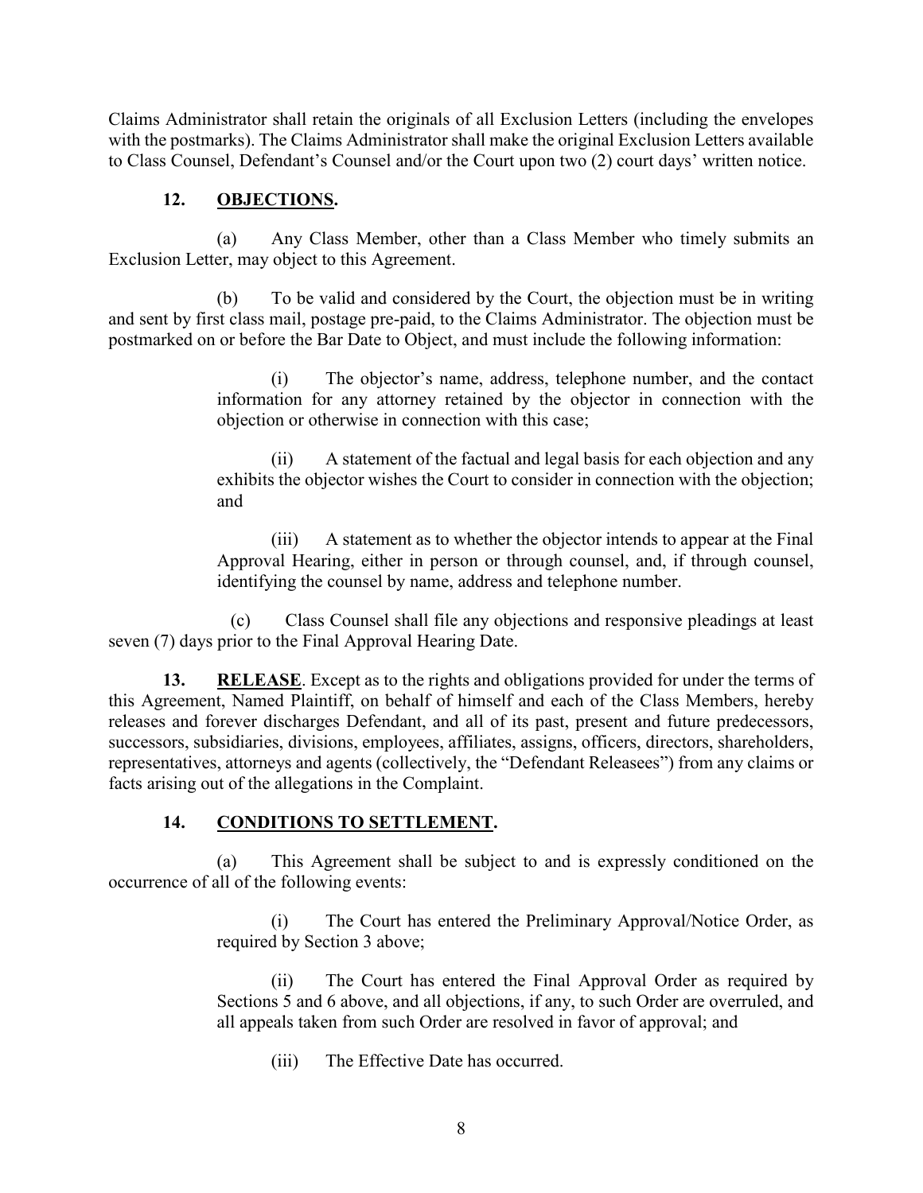Claims Administrator shall retain the originals of all Exclusion Letters (including the envelopes with the postmarks). The Claims Administrator shall make the original Exclusion Letters available to Class Counsel, Defendant's Counsel and/or the Court upon two (2) court days' written notice.

**12. OBJECTIONS.**

(a) Any Class Member, other than a Class Member who timely submits an Exclusion Letter, may object to this Agreement.

(b) To be valid and considered by the Court, the objection must be in writing and sent by first class mail, postage pre-paid, to the Claims Administrator. The objection must be postmarked on or before the Bar Date to Object, and must include the following information:

> (i) The objector's name, address, telephone number, and the contact information for any attorney retained by the objector in connection with the objection or otherwise in connection with this case;
>
> (ii) A statement of the factual and legal basis for each objection and any exhibits the objector wishes the Court to consider in connection with the objection; and
>
> (iii) A statement as to whether the objector intends to appear at the Final Approval Hearing, either in person or through counsel, and, if through counsel, identifying the counsel by name, address and telephone number.

(c) Class Counsel shall file any objections and responsive pleadings at least seven (7) days prior to the Final Approval Hearing Date.

**13. RELEASE**. Except as to the rights and obligations provided for under the terms of this Agreement, Named Plaintiff, on behalf of himself and each of the Class Members, hereby releases and forever discharges Defendant, and all of its past, present and future predecessors, successors, subsidiaries, divisions, employees, affiliates, assigns, officers, directors, shareholders, representatives, attorneys and agents (collectively, the "Defendant Releasees") from any claims or facts arising out of the allegations in the Complaint.

**14. CONDITIONS TO SETTLEMENT.**

(a) This Agreement shall be subject to and is expressly conditioned on the occurrence of all of the following events:

> (i) The Court has entered the Preliminary Approval/Notice Order, as required by Section 3 above;
>
> (ii) The Court has entered the Final Approval Order as required by Sections 5 and 6 above, and all objections, if any, to such Order are overruled, and all appeals taken from such Order are resolved in favor of approval; and
>
> (iii) The Effective Date has occurred.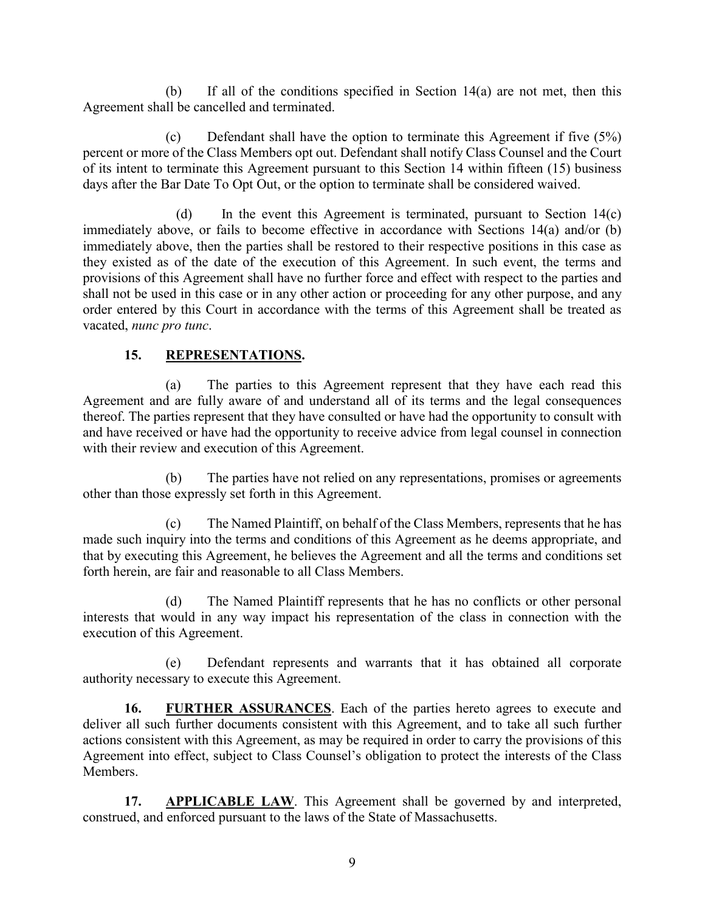(b) If all of the conditions specified in Section 14(a) are not met, then this Agreement shall be cancelled and terminated.

(c) Defendant shall have the option to terminate this Agreement if five (5%) percent or more of the Class Members opt out. Defendant shall notify Class Counsel and the Court of its intent to terminate this Agreement pursuant to this Section 14 within fifteen (15) business days after the Bar Date To Opt Out, or the option to terminate shall be considered waived.

(d) In the event this Agreement is terminated, pursuant to Section 14(c) immediately above, or fails to become effective in accordance with Sections 14(a) and/or (b) immediately above, then the parties shall be restored to their respective positions in this case as they existed as of the date of the execution of this Agreement. In such event, the terms and provisions of this Agreement shall have no further force and effect with respect to the parties and shall not be used in this case or in any other action or proceeding for any other purpose, and any order entered by this Court in accordance with the terms of this Agreement shall be treated as vacated, *nunc pro tunc*.

**15. REPRESENTATIONS.**

(a) The parties to this Agreement represent that they have each read this Agreement and are fully aware of and understand all of its terms and the legal consequences thereof. The parties represent that they have consulted or have had the opportunity to consult with and have received or have had the opportunity to receive advice from legal counsel in connection with their review and execution of this Agreement.

(b) The parties have not relied on any representations, promises or agreements other than those expressly set forth in this Agreement.

(c) The Named Plaintiff, on behalf of the Class Members, represents that he has made such inquiry into the terms and conditions of this Agreement as he deems appropriate, and that by executing this Agreement, he believes the Agreement and all the terms and conditions set forth herein, are fair and reasonable to all Class Members.

(d) The Named Plaintiff represents that he has no conflicts or other personal interests that would in any way impact his representation of the class in connection with the execution of this Agreement.

(e) Defendant represents and warrants that it has obtained all corporate authority necessary to execute this Agreement.

**16. FURTHER ASSURANCES**. Each of the parties hereto agrees to execute and deliver all such further documents consistent with this Agreement, and to take all such further actions consistent with this Agreement, as may be required in order to carry the provisions of this Agreement into effect, subject to Class Counsel's obligation to protect the interests of the Class Members.

**17. APPLICABLE LAW**. This Agreement shall be governed by and interpreted, construed, and enforced pursuant to the laws of the State of Massachusetts.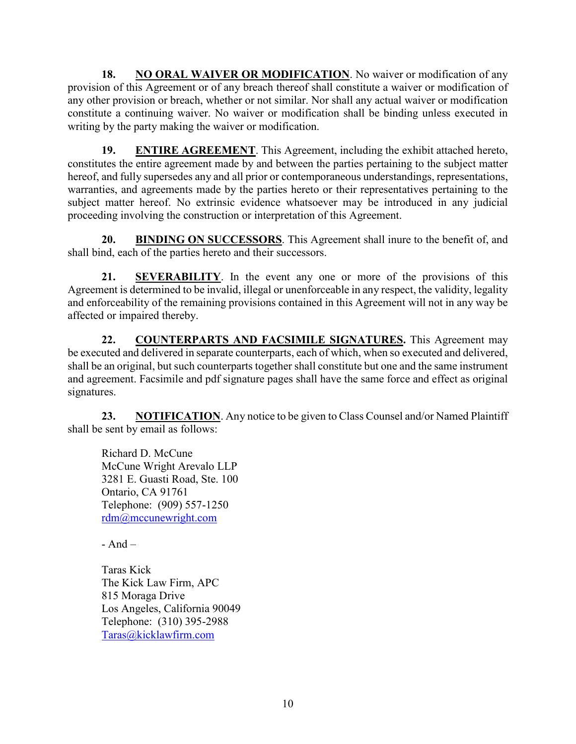**18. NO ORAL WAIVER OR MODIFICATION**. No waiver or modification of any provision of this Agreement or of any breach thereof shall constitute a waiver or modification of any other provision or breach, whether or not similar. Nor shall any actual waiver or modification constitute a continuing waiver. No waiver or modification shall be binding unless executed in writing by the party making the waiver or modification.

**19. ENTIRE AGREEMENT**. This Agreement, including the exhibit attached hereto, constitutes the entire agreement made by and between the parties pertaining to the subject matter hereof, and fully supersedes any and all prior or contemporaneous understandings, representations, warranties, and agreements made by the parties hereto or their representatives pertaining to the subject matter hereof. No extrinsic evidence whatsoever may be introduced in any judicial proceeding involving the construction or interpretation of this Agreement.

**20. BINDING ON SUCCESSORS**. This Agreement shall inure to the benefit of, and shall bind, each of the parties hereto and their successors.

**21. SEVERABILITY**. In the event any one or more of the provisions of this Agreement is determined to be invalid, illegal or unenforceable in any respect, the validity, legality and enforceability of the remaining provisions contained in this Agreement will not in any way be affected or impaired thereby.

**22. COUNTERPARTS AND FACSIMILE SIGNATURES.** This Agreement may be executed and delivered in separate counterparts, each of which, when so executed and delivered, shall be an original, but such counterparts together shall constitute but one and the same instrument and agreement. Facsimile and pdf signature pages shall have the same force and effect as original signatures.

**23. NOTIFICATION**. Any notice to be given to Class Counsel and/or Named Plaintiff shall be sent by email as follows:

Richard D. McCune
McCune Wright Arevalo LLP
3281 E. Guasti Road, Ste. 100
Ontario, CA 91761
Telephone: (909) 557-1250
rdm@mccunewright.com

- And –

Taras Kick
The Kick Law Firm, APC
815 Moraga Drive
Los Angeles, California 90049
Telephone: (310) 395-2988
Taras@kicklawfirm.com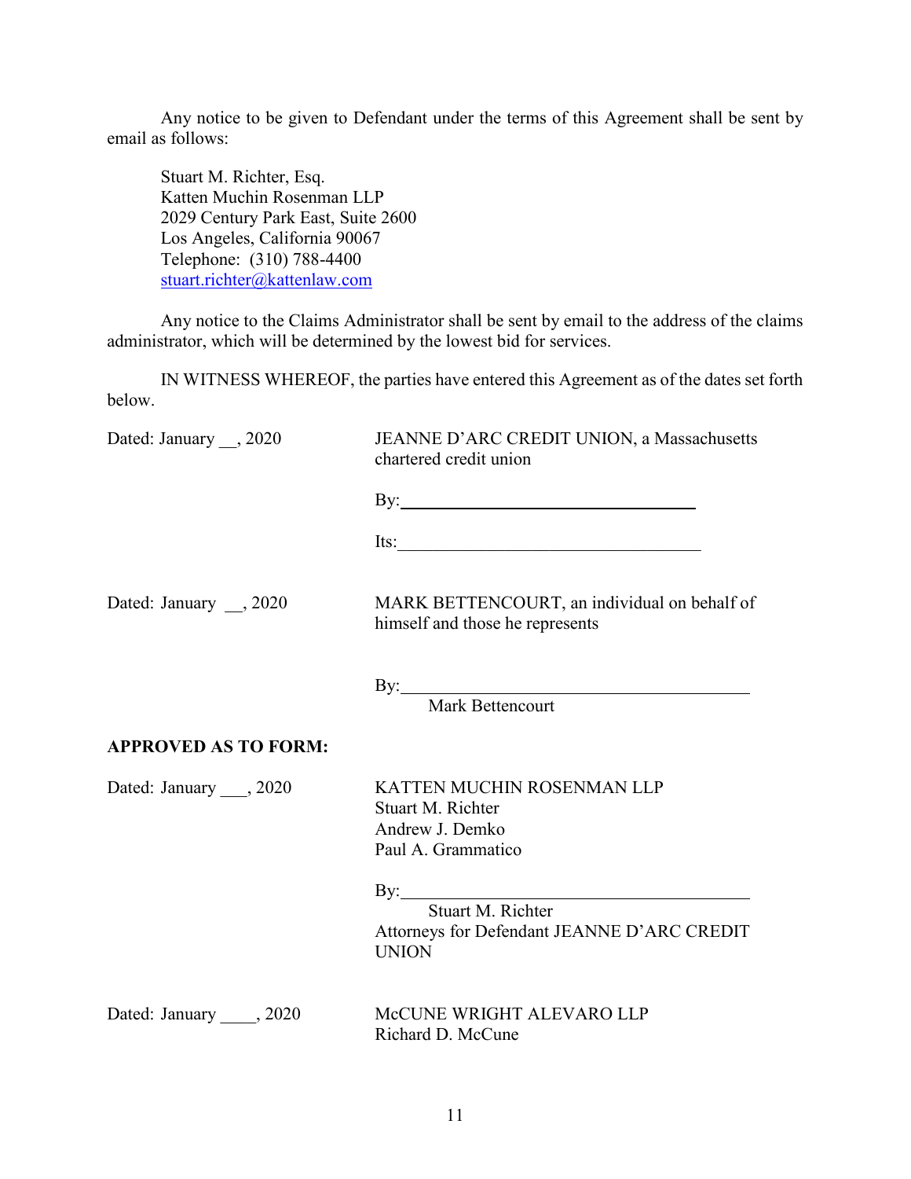Any notice to be given to Defendant under the terms of this Agreement shall be sent by email as follows:

Stuart M. Richter, Esq.
Katten Muchin Rosenman LLP
2029 Century Park East, Suite 2600
Los Angeles, California 90067
Telephone: (310) 788-4400
stuart.richter@kattenlaw.com

Any notice to the Claims Administrator shall be sent by email to the address of the claims administrator, which will be determined by the lowest bid for services.

IN WITNESS WHEREOF, the parties have entered this Agreement as of the dates set forth below.

Dated: January __, 2020

JEANNE D'ARC CREDIT UNION, a Massachusetts chartered credit union

By:\_\_\_\_\_\_\_\_\_\_\_\_\_\_\_\_\_\_\_\_\_\_\_\_\_\_\_\_\_\_

Its:\_\_\_\_\_\_\_\_\_\_\_\_\_\_\_\_\_\_\_\_\_\_\_\_\_\_\_\_\_\_

Dated: January __, 2020

MARK BETTENCOURT, an individual on behalf of himself and those he represents

By:\_\_\_\_\_\_\_\_\_\_\_\_\_\_\_\_\_\_\_\_\_\_\_\_\_\_\_\_\_\_
Mark Bettencourt

**APPROVED AS TO FORM:**

Dated: January ___, 2020

KATTEN MUCHIN ROSENMAN LLP
Stuart M. Richter
Andrew J. Demko
Paul A. Grammatico

By:\_\_\_\_\_\_\_\_\_\_\_\_\_\_\_\_\_\_\_\_\_\_\_\_\_\_\_\_\_\_
Stuart M. Richter
Attorneys for Defendant JEANNE D'ARC CREDIT UNION

Dated: January ____, 2020

McCUNE WRIGHT ALEVARO LLP
Richard D. McCune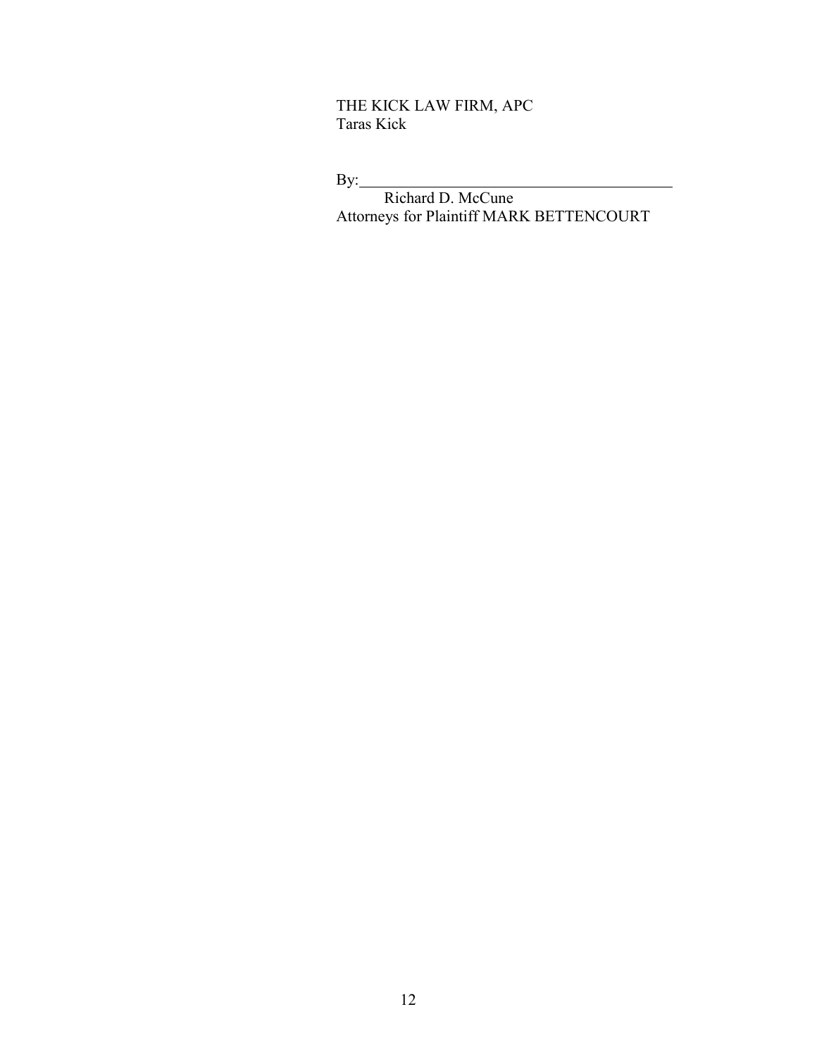THE KICK LAW FIRM, APC
Taras Kick

By:________________________________________
Richard D. McCune
Attorneys for Plaintiff MARK BETTENCOURT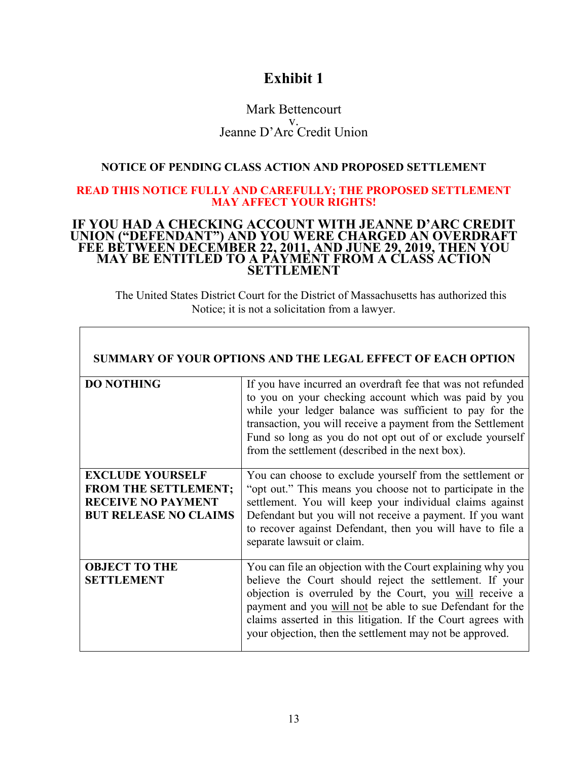# Exhibit 1

Mark Bettencourt
v.
Jeanne D'Arc Credit Union

**NOTICE OF PENDING CLASS ACTION AND PROPOSED SETTLEMENT**

**READ THIS NOTICE FULLY AND CAREFULLY; THE PROPOSED SETTLEMENT MAY AFFECT YOUR RIGHTS!**

## IF YOU HAD A CHECKING ACCOUNT WITH JEANNE D'ARC CREDIT UNION ("DEFENDANT") AND YOU WERE CHARGED AN OVERDRAFT FEE BETWEEN DECEMBER 22, 2011, AND JUNE 29, 2019, THEN YOU MAY BE ENTITLED TO A PAYMENT FROM A CLASS ACTION SETTLEMENT

The United States District Court for the District of Massachusetts has authorized this Notice; it is not a solicitation from a lawyer.

| SUMMARY OF YOUR OPTIONS AND THE LEGAL EFFECT OF EACH OPTION | |
|---|---|
| **DO NOTHING** | If you have incurred an overdraft fee that was not refunded to you on your checking account which was paid by you while your ledger balance was sufficient to pay for the transaction, you will receive a payment from the Settlement Fund so long as you do not opt out of or exclude yourself from the settlement (described in the next box). |
| **EXCLUDE YOURSELF FROM THE SETTLEMENT; RECEIVE NO PAYMENT BUT RELEASE NO CLAIMS** | You can choose to exclude yourself from the settlement or "opt out." This means you choose not to participate in the settlement. You will keep your individual claims against Defendant but you will not receive a payment. If you want to recover against Defendant, then you will have to file a separate lawsuit or claim. |
| **OBJECT TO THE SETTLEMENT** | You can file an objection with the Court explaining why you believe the Court should reject the settlement. If your objection is overruled by the Court, you will receive a payment and you will not be able to sue Defendant for the claims asserted in this litigation. If the Court agrees with your objection, then the settlement may not be approved. |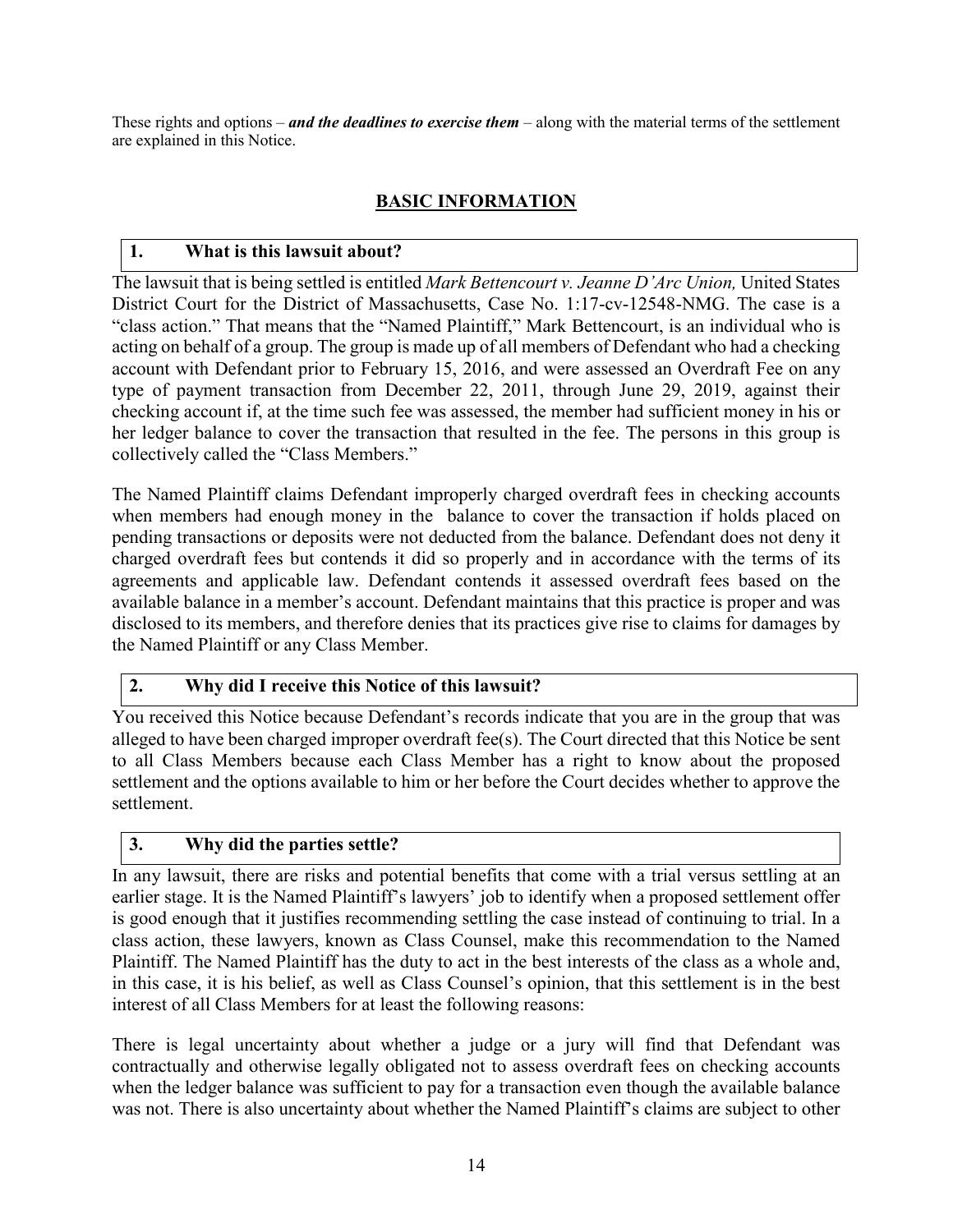These rights and options – ***and the deadlines to exercise them*** – along with the material terms of the settlement are explained in this Notice.

## BASIC INFORMATION

### 1. What is this lawsuit about?

The lawsuit that is being settled is entitled *Mark Bettencourt v. Jeanne D'Arc Union,* United States District Court for the District of Massachusetts, Case No. 1:17-cv-12548-NMG. The case is a "class action." That means that the "Named Plaintiff," Mark Bettencourt, is an individual who is acting on behalf of a group. The group is made up of all members of Defendant who had a checking account with Defendant prior to February 15, 2016, and were assessed an Overdraft Fee on any type of payment transaction from December 22, 2011, through June 29, 2019, against their checking account if, at the time such fee was assessed, the member had sufficient money in his or her ledger balance to cover the transaction that resulted in the fee. The persons in this group is collectively called the "Class Members."

The Named Plaintiff claims Defendant improperly charged overdraft fees in checking accounts when members had enough money in the balance to cover the transaction if holds placed on pending transactions or deposits were not deducted from the balance. Defendant does not deny it charged overdraft fees but contends it did so properly and in accordance with the terms of its agreements and applicable law. Defendant contends it assessed overdraft fees based on the available balance in a member's account. Defendant maintains that this practice is proper and was disclosed to its members, and therefore denies that its practices give rise to claims for damages by the Named Plaintiff or any Class Member.

### 2. Why did I receive this Notice of this lawsuit?

You received this Notice because Defendant's records indicate that you are in the group that was alleged to have been charged improper overdraft fee(s). The Court directed that this Notice be sent to all Class Members because each Class Member has a right to know about the proposed settlement and the options available to him or her before the Court decides whether to approve the settlement.

### 3. Why did the parties settle?

In any lawsuit, there are risks and potential benefits that come with a trial versus settling at an earlier stage. It is the Named Plaintiff's lawyers' job to identify when a proposed settlement offer is good enough that it justifies recommending settling the case instead of continuing to trial. In a class action, these lawyers, known as Class Counsel, make this recommendation to the Named Plaintiff. The Named Plaintiff has the duty to act in the best interests of the class as a whole and, in this case, it is his belief, as well as Class Counsel's opinion, that this settlement is in the best interest of all Class Members for at least the following reasons:

There is legal uncertainty about whether a judge or a jury will find that Defendant was contractually and otherwise legally obligated not to assess overdraft fees on checking accounts when the ledger balance was sufficient to pay for a transaction even though the available balance was not. There is also uncertainty about whether the Named Plaintiff's claims are subject to other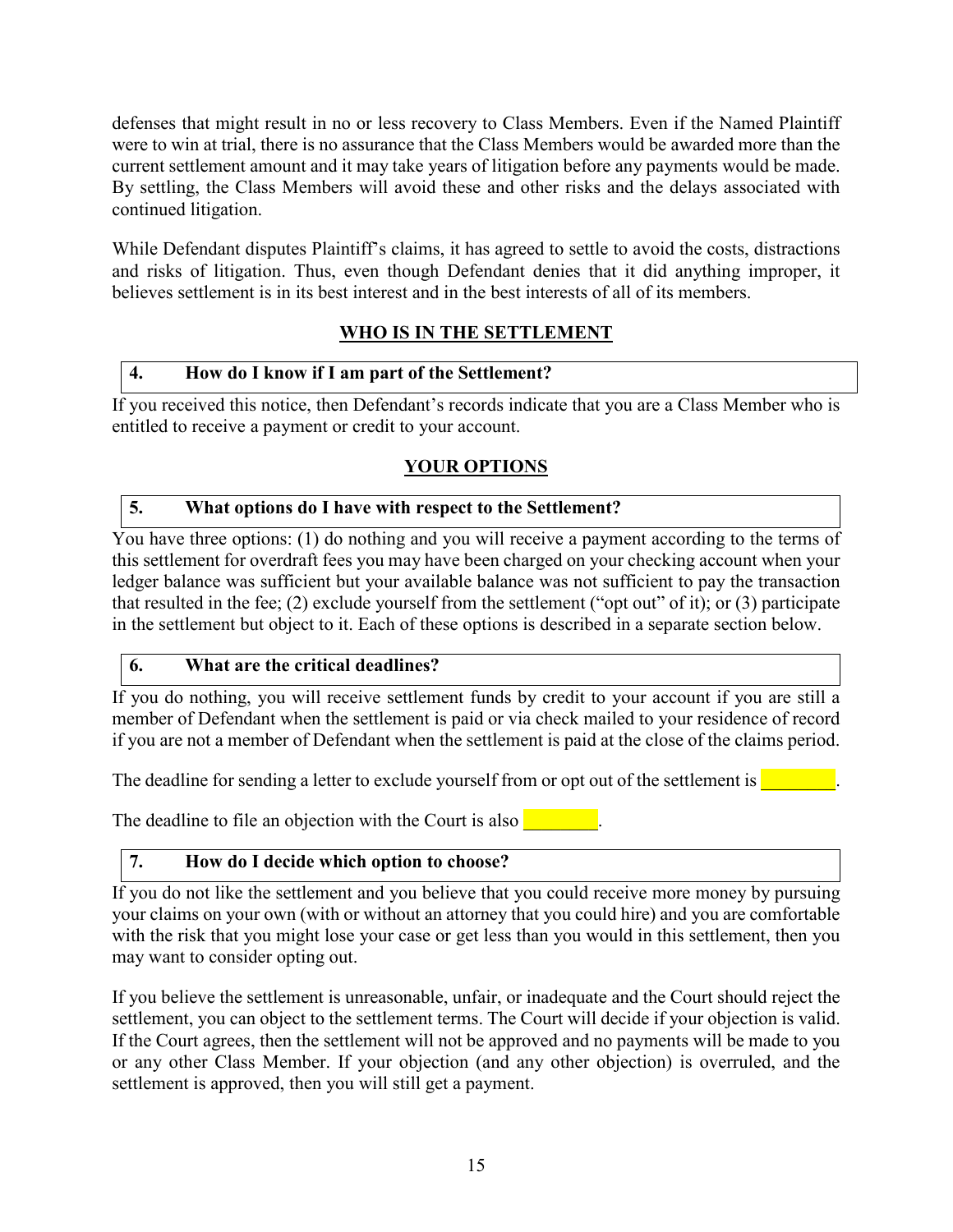defenses that might result in no or less recovery to Class Members. Even if the Named Plaintiff were to win at trial, there is no assurance that the Class Members would be awarded more than the current settlement amount and it may take years of litigation before any payments would be made. By settling, the Class Members will avoid these and other risks and the delays associated with continued litigation.

While Defendant disputes Plaintiff's claims, it has agreed to settle to avoid the costs, distractions and risks of litigation. Thus, even though Defendant denies that it did anything improper, it believes settlement is in its best interest and in the best interests of all of its members.

## WHO IS IN THE SETTLEMENT

### 4. How do I know if I am part of the Settlement?

If you received this notice, then Defendant's records indicate that you are a Class Member who is entitled to receive a payment or credit to your account.

## YOUR OPTIONS

### 5. What options do I have with respect to the Settlement?

You have three options: (1) do nothing and you will receive a payment according to the terms of this settlement for overdraft fees you may have been charged on your checking account when your ledger balance was sufficient but your available balance was not sufficient to pay the transaction that resulted in the fee; (2) exclude yourself from the settlement ("opt out" of it); or (3) participate in the settlement but object to it. Each of these options is described in a separate section below.

### 6. What are the critical deadlines?

If you do nothing, you will receive settlement funds by credit to your account if you are still a member of Defendant when the settlement is paid or via check mailed to your residence of record if you are not a member of Defendant when the settlement is paid at the close of the claims period.

The deadline for sending a letter to exclude yourself from or opt out of the settlement is ________.

The deadline to file an objection with the Court is also ________.

### 7. How do I decide which option to choose?

If you do not like the settlement and you believe that you could receive more money by pursuing your claims on your own (with or without an attorney that you could hire) and you are comfortable with the risk that you might lose your case or get less than you would in this settlement, then you may want to consider opting out.

If you believe the settlement is unreasonable, unfair, or inadequate and the Court should reject the settlement, you can object to the settlement terms. The Court will decide if your objection is valid. If the Court agrees, then the settlement will not be approved and no payments will be made to you or any other Class Member. If your objection (and any other objection) is overruled, and the settlement is approved, then you will still get a payment.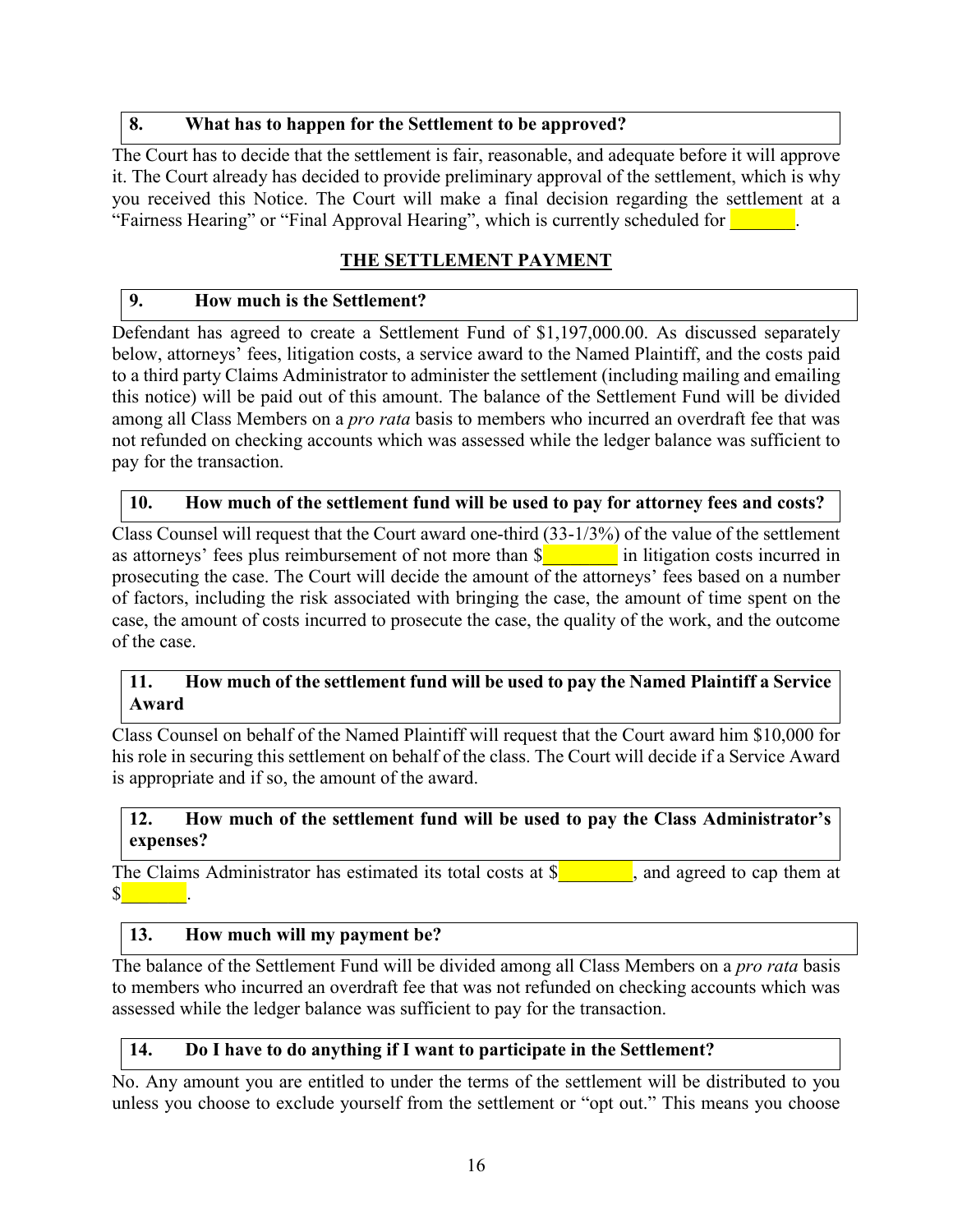**8. What has to happen for the Settlement to be approved?**

The Court has to decide that the settlement is fair, reasonable, and adequate before it will approve it. The Court already has decided to provide preliminary approval of the settlement, which is why you received this Notice. The Court will make a final decision regarding the settlement at a "Fairness Hearing" or "Final Approval Hearing", which is currently scheduled for _______.

## THE SETTLEMENT PAYMENT

**9. How much is the Settlement?**

Defendant has agreed to create a Settlement Fund of $1,197,000.00. As discussed separately below, attorneys' fees, litigation costs, a service award to the Named Plaintiff, and the costs paid to a third party Claims Administrator to administer the settlement (including mailing and emailing this notice) will be paid out of this amount. The balance of the Settlement Fund will be divided among all Class Members on a *pro rata* basis to members who incurred an overdraft fee that was not refunded on checking accounts which was assessed while the ledger balance was sufficient to pay for the transaction.

**10. How much of the settlement fund will be used to pay for attorney fees and costs?**

Class Counsel will request that the Court award one-third (33-1/3%) of the value of the settlement as attorneys' fees plus reimbursement of not more than $________ in litigation costs incurred in prosecuting the case. The Court will decide the amount of the attorneys' fees based on a number of factors, including the risk associated with bringing the case, the amount of time spent on the case, the amount of costs incurred to prosecute the case, the quality of the work, and the outcome of the case.

**11. How much of the settlement fund will be used to pay the Named Plaintiff a Service Award**

Class Counsel on behalf of the Named Plaintiff will request that the Court award him $10,000 for his role in securing this settlement on behalf of the class. The Court will decide if a Service Award is appropriate and if so, the amount of the award.

**12. How much of the settlement fund will be used to pay the Class Administrator's expenses?**

The Claims Administrator has estimated its total costs at $________, and agreed to cap them at $_______.

**13. How much will my payment be?**

The balance of the Settlement Fund will be divided among all Class Members on a *pro rata* basis to members who incurred an overdraft fee that was not refunded on checking accounts which was assessed while the ledger balance was sufficient to pay for the transaction.

**14. Do I have to do anything if I want to participate in the Settlement?**

No. Any amount you are entitled to under the terms of the settlement will be distributed to you unless you choose to exclude yourself from the settlement or "opt out." This means you choose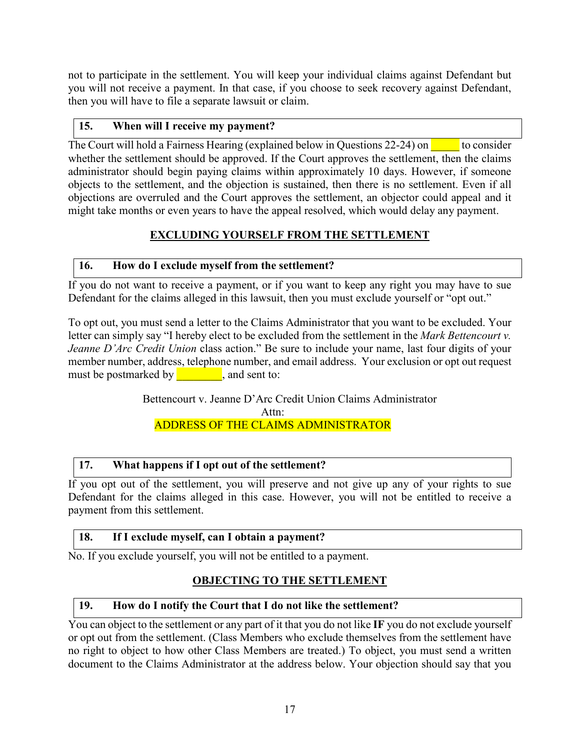not to participate in the settlement. You will keep your individual claims against Defendant but you will not receive a payment. In that case, if you choose to seek recovery against Defendant, then you will have to file a separate lawsuit or claim.

### 15. When will I receive my payment?

The Court will hold a Fairness Hearing (explained below in Questions 22-24) on _____ to consider whether the settlement should be approved. If the Court approves the settlement, then the claims administrator should begin paying claims within approximately 10 days. However, if someone objects to the settlement, and the objection is sustained, then there is no settlement. Even if all objections are overruled and the Court approves the settlement, an objector could appeal and it might take months or even years to have the appeal resolved, which would delay any payment.

## EXCLUDING YOURSELF FROM THE SETTLEMENT

### 16. How do I exclude myself from the settlement?

If you do not want to receive a payment, or if you want to keep any right you may have to sue Defendant for the claims alleged in this lawsuit, then you must exclude yourself or "opt out."

To opt out, you must send a letter to the Claims Administrator that you want to be excluded. Your letter can simply say "I hereby elect to be excluded from the settlement in the *Mark Bettencourt v. Jeanne D'Arc Credit Union* class action." Be sure to include your name, last four digits of your member number, address, telephone number, and email address. Your exclusion or opt out request must be postmarked by ________, and sent to:

Bettencourt v. Jeanne D'Arc Credit Union Claims Administrator
Attn:
ADDRESS OF THE CLAIMS ADMINISTRATOR

### 17. What happens if I opt out of the settlement?

If you opt out of the settlement, you will preserve and not give up any of your rights to sue Defendant for the claims alleged in this case. However, you will not be entitled to receive a payment from this settlement.

### 18. If I exclude myself, can I obtain a payment?

No. If you exclude yourself, you will not be entitled to a payment.

## OBJECTING TO THE SETTLEMENT

### 19. How do I notify the Court that I do not like the settlement?

You can object to the settlement or any part of it that you do not like **IF** you do not exclude yourself or opt out from the settlement. (Class Members who exclude themselves from the settlement have no right to object to how other Class Members are treated.) To object, you must send a written document to the Claims Administrator at the address below. Your objection should say that you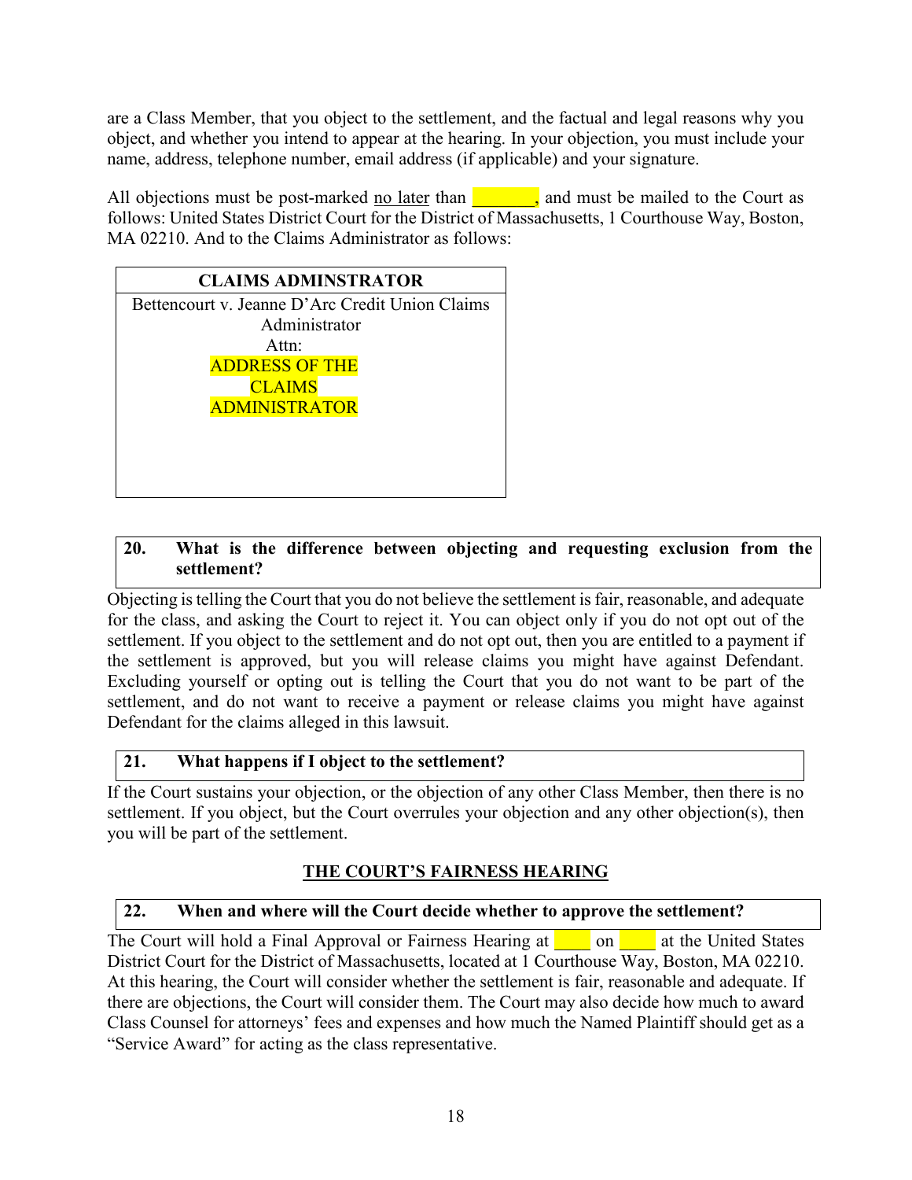are a Class Member, that you object to the settlement, and the factual and legal reasons why you object, and whether you intend to appear at the hearing. In your objection, you must include your name, address, telephone number, email address (if applicable) and your signature.

All objections must be post-marked no later than \_\_\_\_\_\_\_, and must be mailed to the Court as follows: United States District Court for the District of Massachusetts, 1 Courthouse Way, Boston, MA 02210. And to the Claims Administrator as follows:

| CLAIMS ADMINSTRATOR |
|---|
| Bettencourt v. Jeanne D'Arc Credit Union Claims Administrator<br>Attn:<br>ADDRESS OF THE CLAIMS ADMINISTRATOR |

### 20. What is the difference between objecting and requesting exclusion from the settlement?

Objecting is telling the Court that you do not believe the settlement is fair, reasonable, and adequate for the class, and asking the Court to reject it. You can object only if you do not opt out of the settlement. If you object to the settlement and do not opt out, then you are entitled to a payment if the settlement is approved, but you will release claims you might have against Defendant. Excluding yourself or opting out is telling the Court that you do not want to be part of the settlement, and do not want to receive a payment or release claims you might have against Defendant for the claims alleged in this lawsuit.

### 21. What happens if I object to the settlement?

If the Court sustains your objection, or the objection of any other Class Member, then there is no settlement. If you object, but the Court overrules your objection and any other objection(s), then you will be part of the settlement.

## THE COURT'S FAIRNESS HEARING

### 22. When and where will the Court decide whether to approve the settlement?

The Court will hold a Final Approval or Fairness Hearing at \_\_\_\_ on \_\_\_\_ at the United States District Court for the District of Massachusetts, located at 1 Courthouse Way, Boston, MA 02210. At this hearing, the Court will consider whether the settlement is fair, reasonable and adequate. If there are objections, the Court will consider them. The Court may also decide how much to award Class Counsel for attorneys' fees and expenses and how much the Named Plaintiff should get as a "Service Award" for acting as the class representative.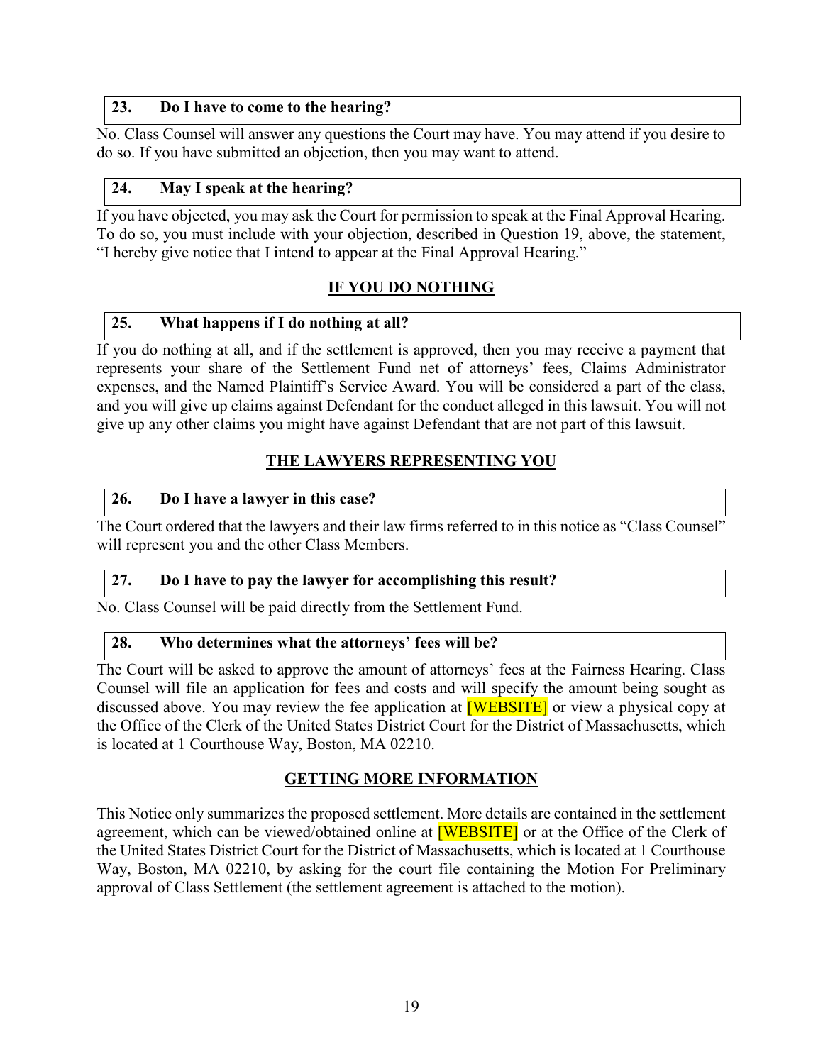### 23. Do I have to come to the hearing?

No. Class Counsel will answer any questions the Court may have. You may attend if you desire to do so. If you have submitted an objection, then you may want to attend.

### 24. May I speak at the hearing?

If you have objected, you may ask the Court for permission to speak at the Final Approval Hearing. To do so, you must include with your objection, described in Question 19, above, the statement, "I hereby give notice that I intend to appear at the Final Approval Hearing."

## IF YOU DO NOTHING

### 25. What happens if I do nothing at all?

If you do nothing at all, and if the settlement is approved, then you may receive a payment that represents your share of the Settlement Fund net of attorneys' fees, Claims Administrator expenses, and the Named Plaintiff's Service Award. You will be considered a part of the class, and you will give up claims against Defendant for the conduct alleged in this lawsuit. You will not give up any other claims you might have against Defendant that are not part of this lawsuit.

## THE LAWYERS REPRESENTING YOU

### 26. Do I have a lawyer in this case?

The Court ordered that the lawyers and their law firms referred to in this notice as "Class Counsel" will represent you and the other Class Members.

### 27. Do I have to pay the lawyer for accomplishing this result?

No. Class Counsel will be paid directly from the Settlement Fund.

### 28. Who determines what the attorneys' fees will be?

The Court will be asked to approve the amount of attorneys' fees at the Fairness Hearing. Class Counsel will file an application for fees and costs and will specify the amount being sought as discussed above. You may review the fee application at [WEBSITE] or view a physical copy at the Office of the Clerk of the United States District Court for the District of Massachusetts, which is located at 1 Courthouse Way, Boston, MA 02210.

## GETTING MORE INFORMATION

This Notice only summarizes the proposed settlement. More details are contained in the settlement agreement, which can be viewed/obtained online at [WEBSITE] or at the Office of the Clerk of the United States District Court for the District of Massachusetts, which is located at 1 Courthouse Way, Boston, MA 02210, by asking for the court file containing the Motion For Preliminary approval of Class Settlement (the settlement agreement is attached to the motion).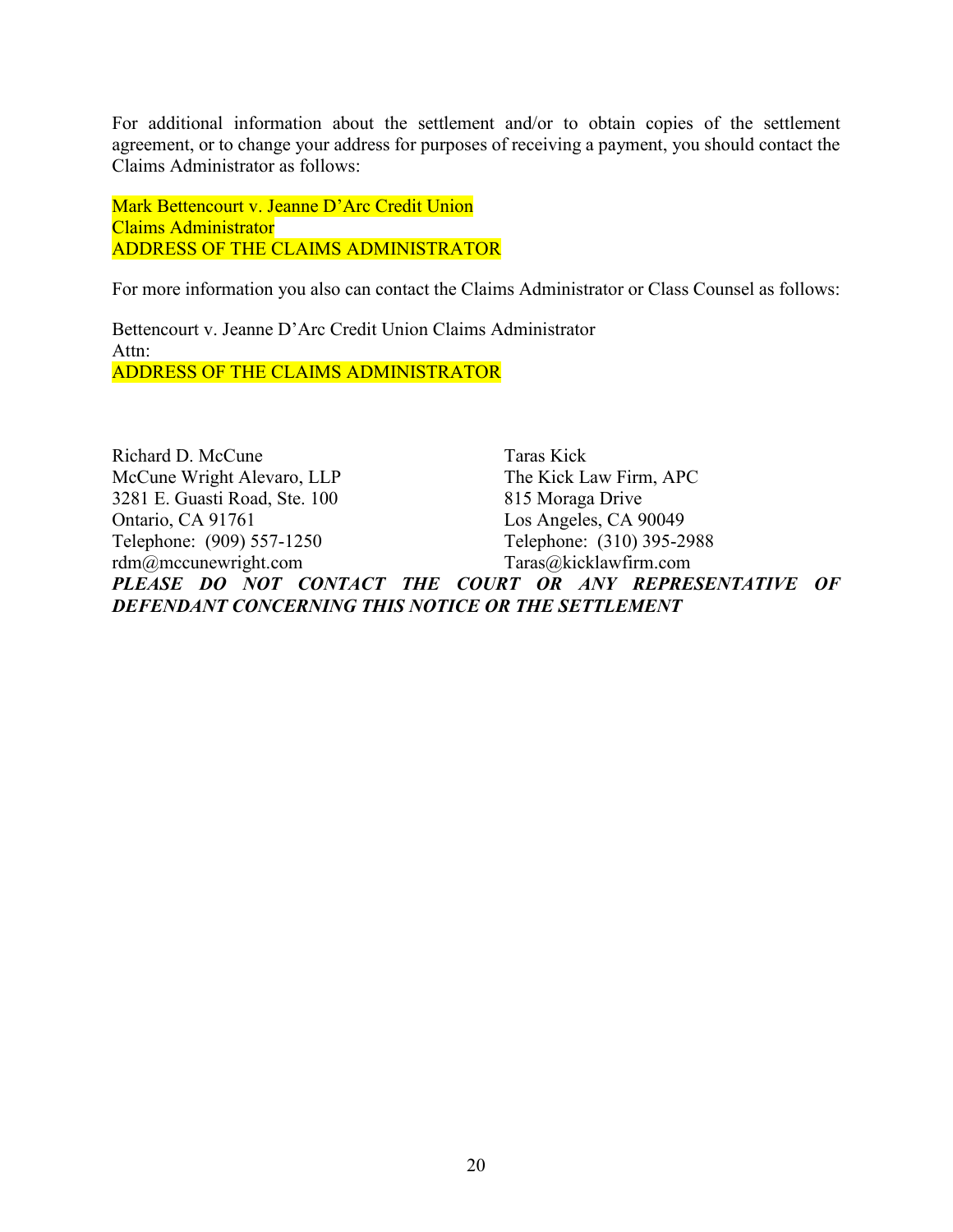For additional information about the settlement and/or to obtain copies of the settlement agreement, or to change your address for purposes of receiving a payment, you should contact the Claims Administrator as follows:

Mark Bettencourt v. Jeanne D'Arc Credit Union
Claims Administrator
ADDRESS OF THE CLAIMS ADMINISTRATOR

For more information you also can contact the Claims Administrator or Class Counsel as follows:

Bettencourt v. Jeanne D'Arc Credit Union Claims Administrator
Attn:
ADDRESS OF THE CLAIMS ADMINISTRATOR

Richard D. McCune
McCune Wright Alevaro, LLP
3281 E. Guasti Road, Ste. 100
Ontario, CA 91761
Telephone: (909) 557-1250
rdm@mccunewright.com

Taras Kick
The Kick Law Firm, APC
815 Moraga Drive
Los Angeles, CA 90049
Telephone: (310) 395-2988
Taras@kicklawfirm.com

***PLEASE DO NOT CONTACT THE COURT OR ANY REPRESENTATIVE OF DEFENDANT CONCERNING THIS NOTICE OR THE SETTLEMENT***